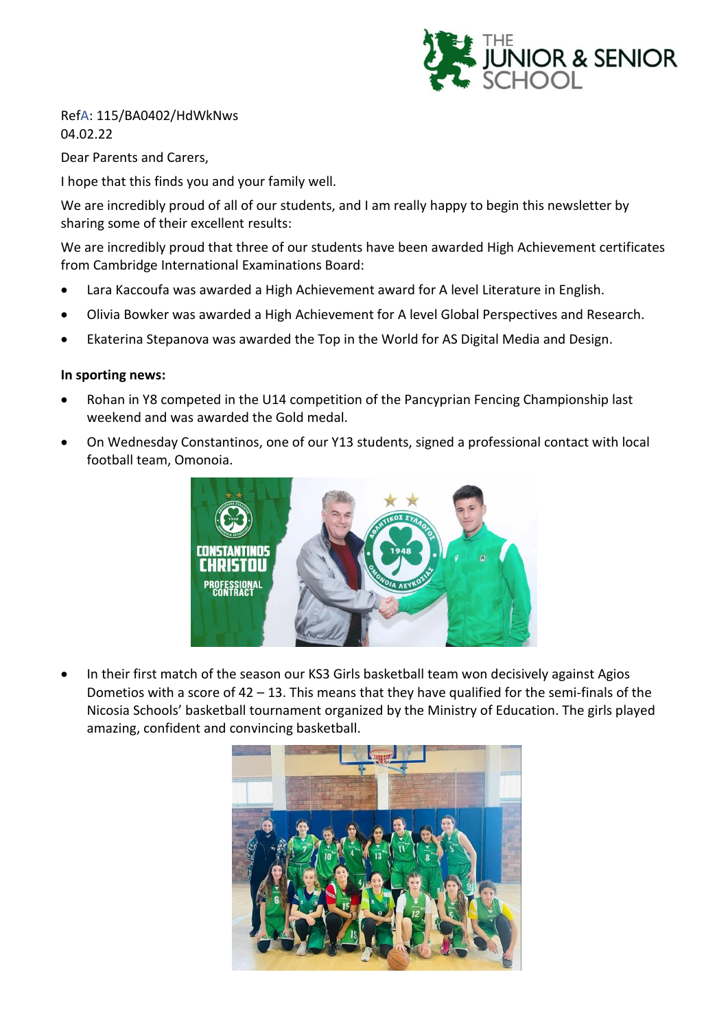RefA: 115/BA0402/HdWkNws
04.02.22

Dear Parents and Carers,

I hope that this finds you and your family well.

We are incredibly proud of all of our students, and I am really happy to begin this newsletter by sharing some of their excellent results:

We are incredibly proud that three of our students have been awarded High Achievement certificates from Cambridge International Examinations Board:

- Lara Kaccoufa was awarded a High Achievement award for A level Literature in English.
- Olivia Bowker was awarded a High Achievement for A level Global Perspectives and Research.
- Ekaterina Stepanova was awarded the Top in the World for AS Digital Media and Design.

**In sporting news:**

- Rohan in Y8 competed in the U14 competition of the Pancyprian Fencing Championship last weekend and was awarded the Gold medal.
- On Wednesday Constantinos, one of our Y13 students, signed a professional contact with local football team, Omonoia.
- In their first match of the season our KS3 Girls basketball team won decisively against Agios Dometios with a score of 42 – 13. This means that they have qualified for the semi-finals of the Nicosia Schools' basketball tournament organized by the Ministry of Education. The girls played amazing, confident and convincing basketball.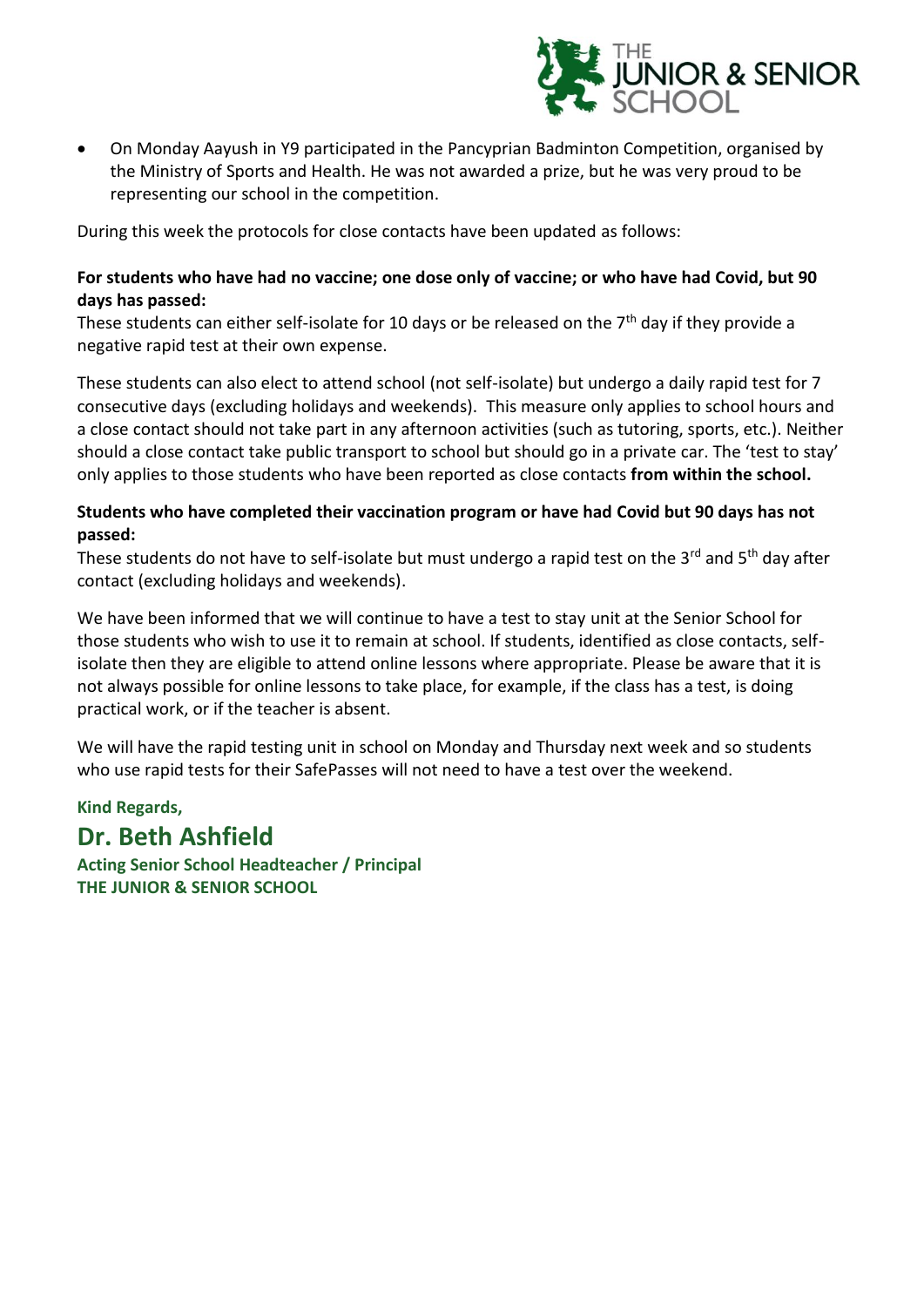- On Monday Aayush in Y9 participated in the Pancyprian Badminton Competition, organised by the Ministry of Sports and Health. He was not awarded a prize, but he was very proud to be representing our school in the competition.

During this week the protocols for close contacts have been updated as follows:

**For students who have had no vaccine; one dose only of vaccine; or who have had Covid, but 90 days has passed:**
These students can either self-isolate for 10 days or be released on the 7th day if they provide a negative rapid test at their own expense.

These students can also elect to attend school (not self-isolate) but undergo a daily rapid test for 7 consecutive days (excluding holidays and weekends). This measure only applies to school hours and a close contact should not take part in any afternoon activities (such as tutoring, sports, etc.). Neither should a close contact take public transport to school but should go in a private car. The 'test to stay' only applies to those students who have been reported as close contacts **from within the school.**

**Students who have completed their vaccination program or have had Covid but 90 days has not passed:**
These students do not have to self-isolate but must undergo a rapid test on the 3rd and 5th day after contact (excluding holidays and weekends).

We have been informed that we will continue to have a test to stay unit at the Senior School for those students who wish to use it to remain at school. If students, identified as close contacts, self-isolate then they are eligible to attend online lessons where appropriate. Please be aware that it is not always possible for online lessons to take place, for example, if the class has a test, is doing practical work, or if the teacher is absent.

We will have the rapid testing unit in school on Monday and Thursday next week and so students who use rapid tests for their SafePasses will not need to have a test over the weekend.

**Kind Regards,**

**Dr. Beth Ashfield**

**Acting Senior School Headteacher / Principal**
**THE JUNIOR & SENIOR SCHOOL**